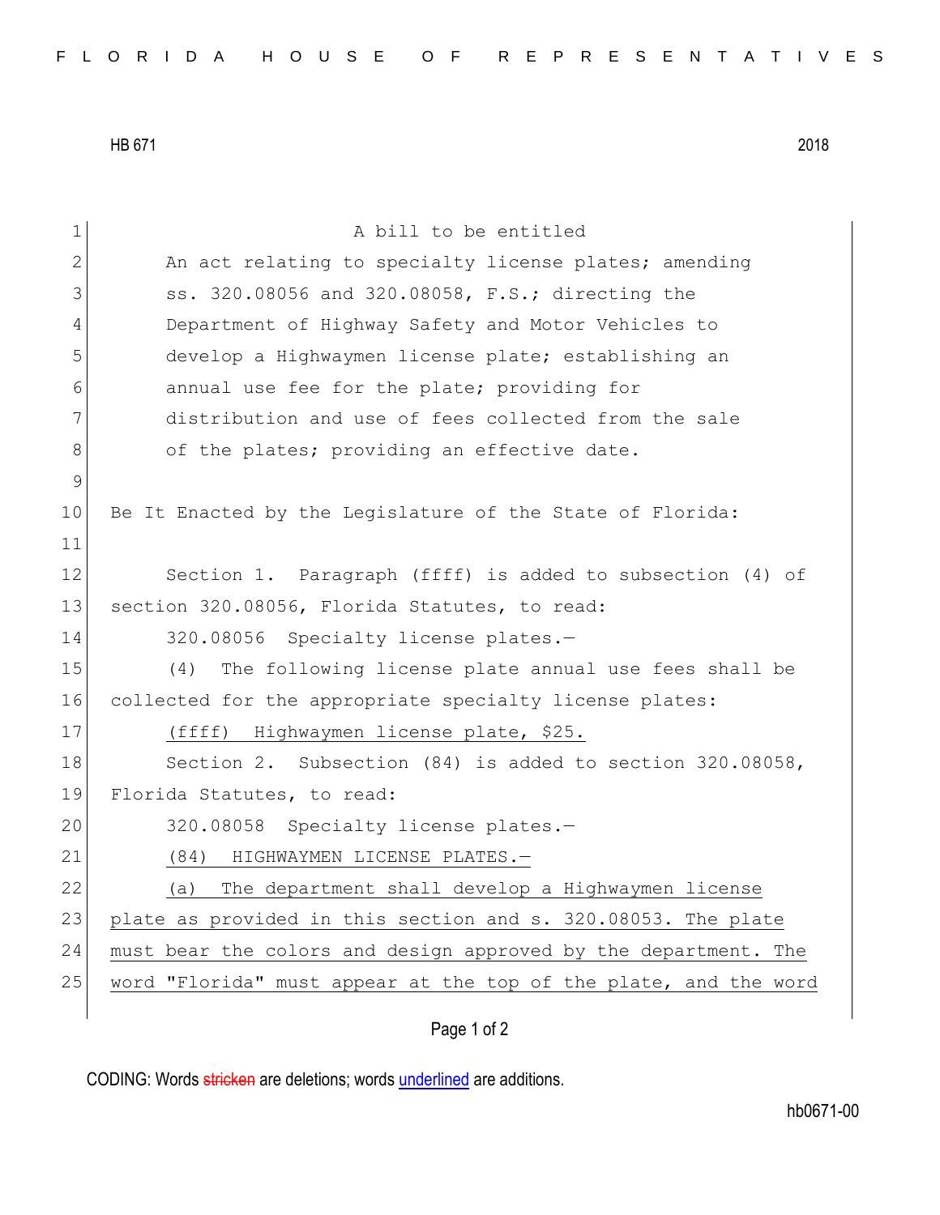HB 671 2018

A bill to be entitled

An act relating to specialty license plates; amending ss. 320.08056 and 320.08058, F.S.; directing the Department of Highway Safety and Motor Vehicles to develop a Highwaymen license plate; establishing an annual use fee for the plate; providing for distribution and use of fees collected from the sale of the plates; providing an effective date.

Be It Enacted by the Legislature of the State of Florida:

Section 1. Paragraph (ffff) is added to subsection (4) of section 320.08056, Florida Statutes, to read:

320.08056 Specialty license plates.—

(4) The following license plate annual use fees shall be collected for the appropriate specialty license plates:

(ffff) Highwaymen license plate, $25.

Section 2. Subsection (84) is added to section 320.08058, Florida Statutes, to read:

320.08058 Specialty license plates.—

(84) HIGHWAYMEN LICENSE PLATES.—

(a) The department shall develop a Highwaymen license plate as provided in this section and s. 320.08053. The plate must bear the colors and design approved by the department. The word "Florida" must appear at the top of the plate, and the word

CODING: Words stricken are deletions; words underlined are additions.

hb0671-00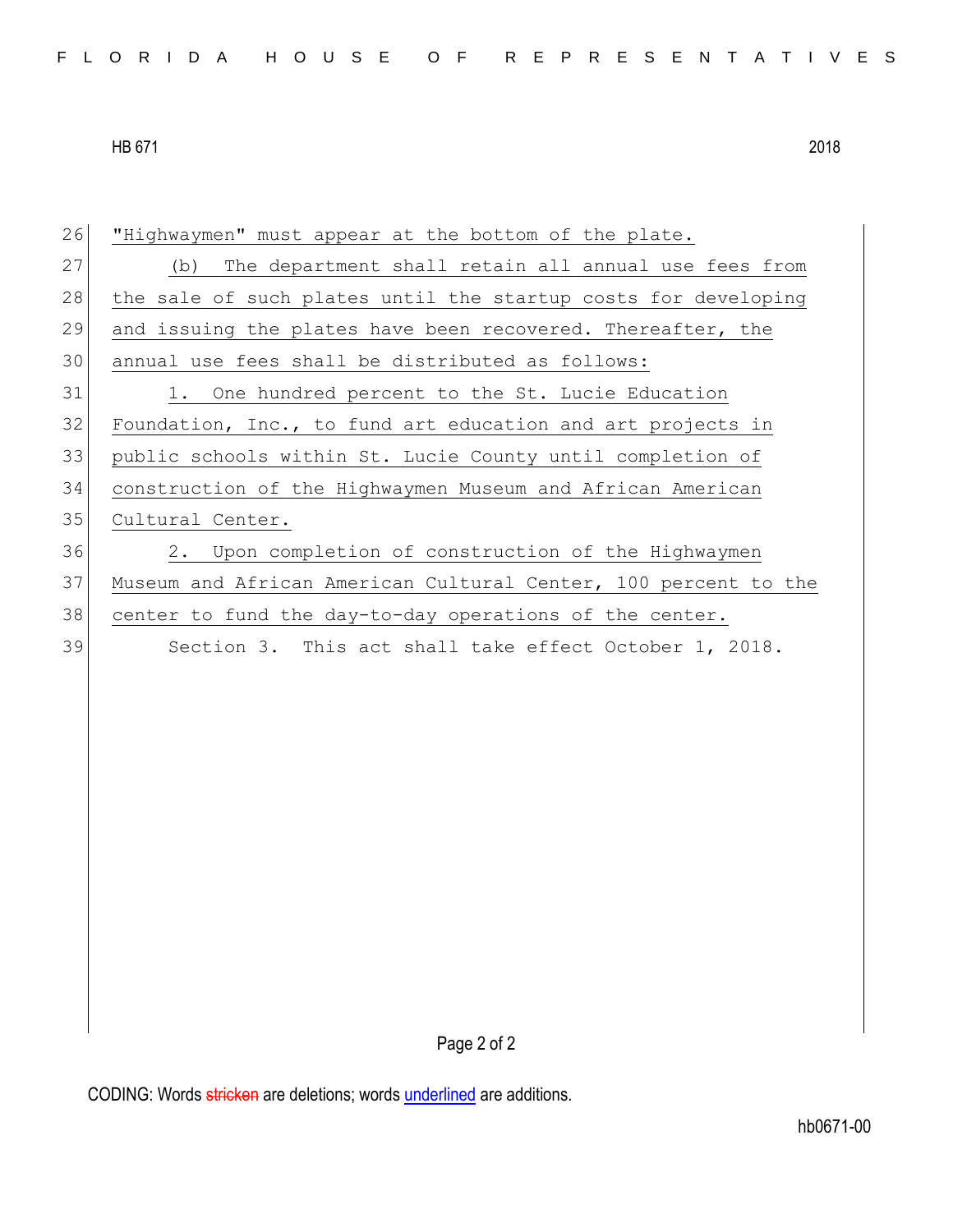"Highwaymen" must appear at the bottom of the plate.

(b) The department shall retain all annual use fees from the sale of such plates until the startup costs for developing and issuing the plates have been recovered. Thereafter, the annual use fees shall be distributed as follows:

1. One hundred percent to the St. Lucie Education Foundation, Inc., to fund art education and art projects in public schools within St. Lucie County until completion of construction of the Highwaymen Museum and African American Cultural Center.

2. Upon completion of construction of the Highwaymen Museum and African American Cultural Center, 100 percent to the center to fund the day-to-day operations of the center.

Section 3. This act shall take effect October 1, 2018.

CODING: Words stricken are deletions; words underlined are additions.